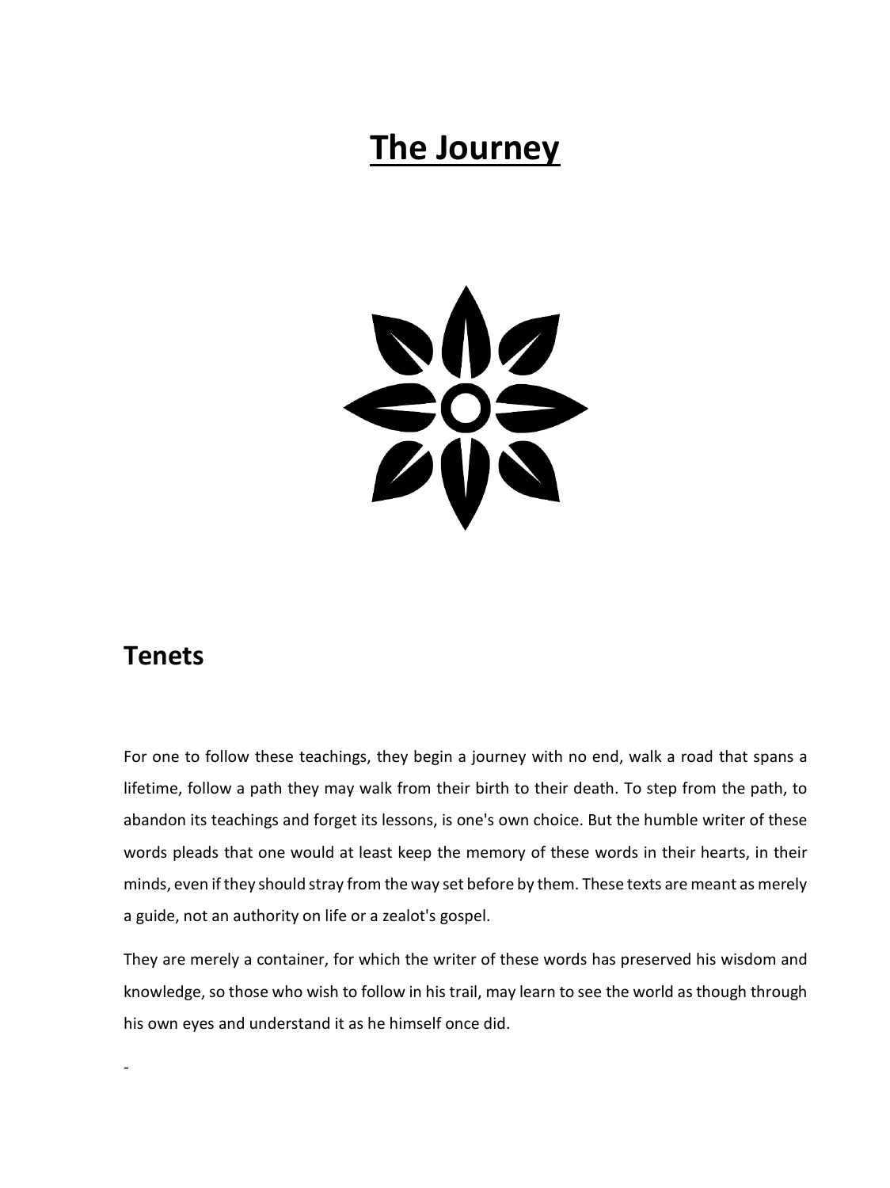# The Journey

## Tenets

For one to follow these teachings, they begin a journey with no end, walk a road that spans a lifetime, follow a path they may walk from their birth to their death. To step from the path, to abandon its teachings and forget its lessons, is one's own choice. But the humble writer of these words pleads that one would at least keep the memory of these words in their hearts, in their minds, even if they should stray from the way set before by them. These texts are meant as merely a guide, not an authority on life or a zealot's gospel.

They are merely a container, for which the writer of these words has preserved his wisdom and knowledge, so those who wish to follow in his trail, may learn to see the world as though through his own eyes and understand it as he himself once did.

-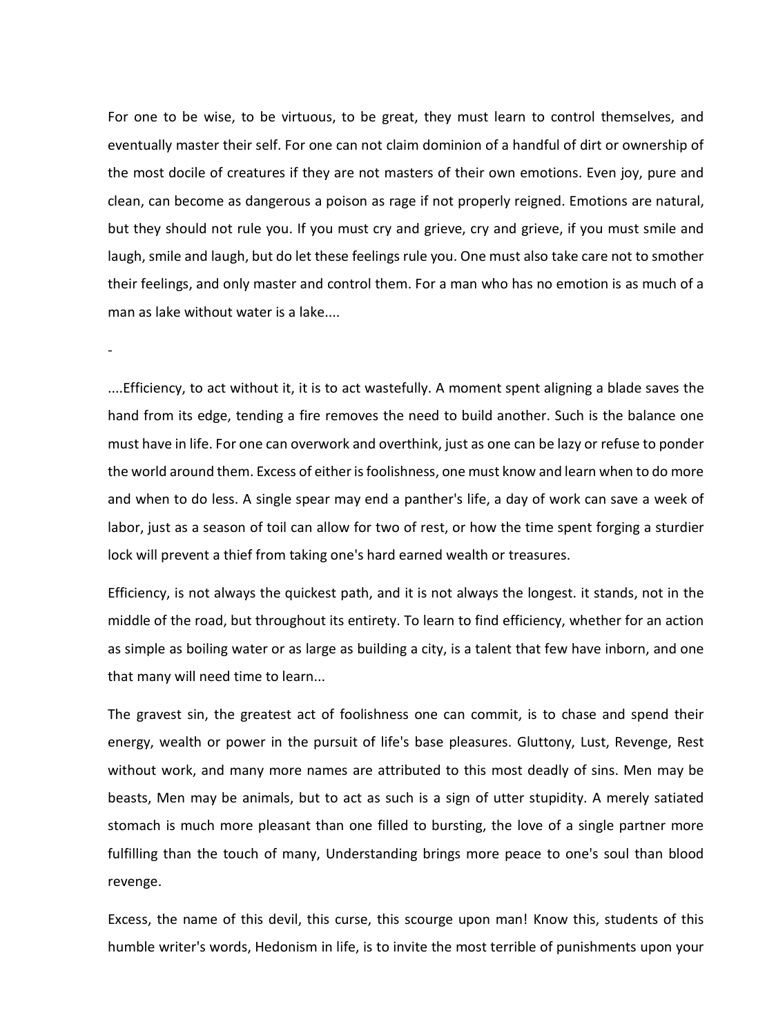For one to be wise, to be virtuous, to be great, they must learn to control themselves, and eventually master their self. For one can not claim dominion of a handful of dirt or ownership of the most docile of creatures if they are not masters of their own emotions. Even joy, pure and clean, can become as dangerous a poison as rage if not properly reigned. Emotions are natural, but they should not rule you. If you must cry and grieve, cry and grieve, if you must smile and laugh, smile and laugh, but do let these feelings rule you. One must also take care not to smother their feelings, and only master and control them. For a man who has no emotion is as much of a man as lake without water is a lake....

-

....Efficiency, to act without it, it is to act wastefully. A moment spent aligning a blade saves the hand from its edge, tending a fire removes the need to build another. Such is the balance one must have in life. For one can overwork and overthink, just as one can be lazy or refuse to ponder the world around them. Excess of either is foolishness, one must know and learn when to do more and when to do less. A single spear may end a panther's life, a day of work can save a week of labor, just as a season of toil can allow for two of rest, or how the time spent forging a sturdier lock will prevent a thief from taking one's hard earned wealth or treasures.

Efficiency, is not always the quickest path, and it is not always the longest. it stands, not in the middle of the road, but throughout its entirety. To learn to find efficiency, whether for an action as simple as boiling water or as large as building a city, is a talent that few have inborn, and one that many will need time to learn...

The gravest sin, the greatest act of foolishness one can commit, is to chase and spend their energy, wealth or power in the pursuit of life's base pleasures. Gluttony, Lust, Revenge, Rest without work, and many more names are attributed to this most deadly of sins. Men may be beasts, Men may be animals, but to act as such is a sign of utter stupidity. A merely satiated stomach is much more pleasant than one filled to bursting, the love of a single partner more fulfilling than the touch of many, Understanding brings more peace to one's soul than blood revenge.

Excess, the name of this devil, this curse, this scourge upon man! Know this, students of this humble writer's words, Hedonism in life, is to invite the most terrible of punishments upon your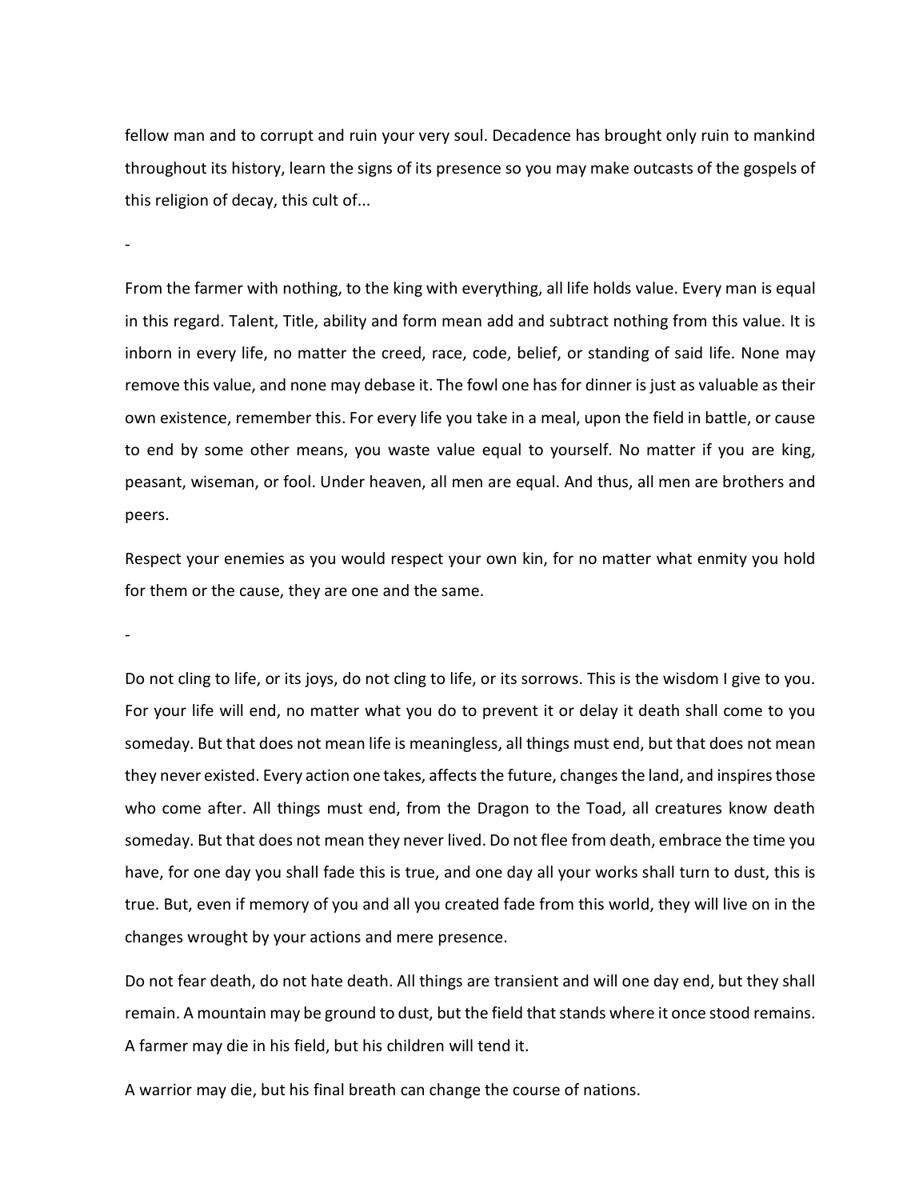fellow man and to corrupt and ruin your very soul. Decadence has brought only ruin to mankind throughout its history, learn the signs of its presence so you may make outcasts of the gospels of this religion of decay, this cult of...

-

From the farmer with nothing, to the king with everything, all life holds value. Every man is equal in this regard. Talent, Title, ability and form mean add and subtract nothing from this value. It is inborn in every life, no matter the creed, race, code, belief, or standing of said life. None may remove this value, and none may debase it. The fowl one has for dinner is just as valuable as their own existence, remember this. For every life you take in a meal, upon the field in battle, or cause to end by some other means, you waste value equal to yourself. No matter if you are king, peasant, wiseman, or fool. Under heaven, all men are equal. And thus, all men are brothers and peers.

Respect your enemies as you would respect your own kin, for no matter what enmity you hold for them or the cause, they are one and the same.

-

Do not cling to life, or its joys, do not cling to life, or its sorrows. This is the wisdom I give to you. For your life will end, no matter what you do to prevent it or delay it death shall come to you someday. But that does not mean life is meaningless, all things must end, but that does not mean they never existed. Every action one takes, affects the future, changes the land, and inspires those who come after. All things must end, from the Dragon to the Toad, all creatures know death someday. But that does not mean they never lived. Do not flee from death, embrace the time you have, for one day you shall fade this is true, and one day all your works shall turn to dust, this is true. But, even if memory of you and all you created fade from this world, they will live on in the changes wrought by your actions and mere presence.

Do not fear death, do not hate death. All things are transient and will one day end, but they shall remain. A mountain may be ground to dust, but the field that stands where it once stood remains. A farmer may die in his field, but his children will tend it.

A warrior may die, but his final breath can change the course of nations.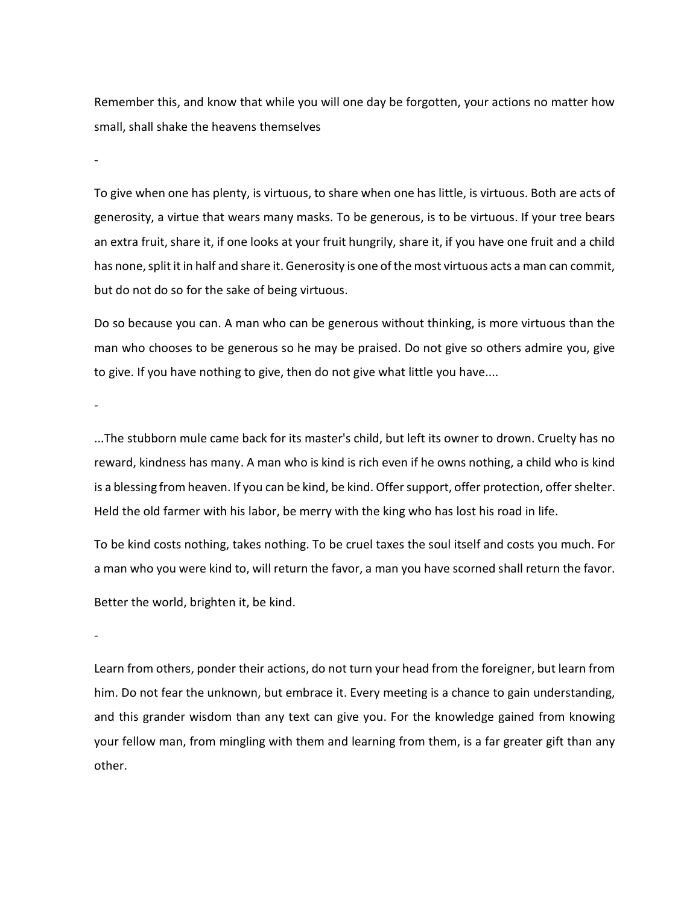Remember this, and know that while you will one day be forgotten, your actions no matter how small, shall shake the heavens themselves

-

To give when one has plenty, is virtuous, to share when one has little, is virtuous. Both are acts of generosity, a virtue that wears many masks. To be generous, is to be virtuous. If your tree bears an extra fruit, share it, if one looks at your fruit hungrily, share it, if you have one fruit and a child has none, split it in half and share it. Generosity is one of the most virtuous acts a man can commit, but do not do so for the sake of being virtuous.

Do so because you can. A man who can be generous without thinking, is more virtuous than the man who chooses to be generous so he may be praised. Do not give so others admire you, give to give. If you have nothing to give, then do not give what little you have....

-

...The stubborn mule came back for its master's child, but left its owner to drown. Cruelty has no reward, kindness has many. A man who is kind is rich even if he owns nothing, a child who is kind is a blessing from heaven. If you can be kind, be kind. Offer support, offer protection, offer shelter. Held the old farmer with his labor, be merry with the king who has lost his road in life.

To be kind costs nothing, takes nothing. To be cruel taxes the soul itself and costs you much. For a man who you were kind to, will return the favor, a man you have scorned shall return the favor.

Better the world, brighten it, be kind.

-

Learn from others, ponder their actions, do not turn your head from the foreigner, but learn from him. Do not fear the unknown, but embrace it. Every meeting is a chance to gain understanding, and this grander wisdom than any text can give you. For the knowledge gained from knowing your fellow man, from mingling with them and learning from them, is a far greater gift than any other.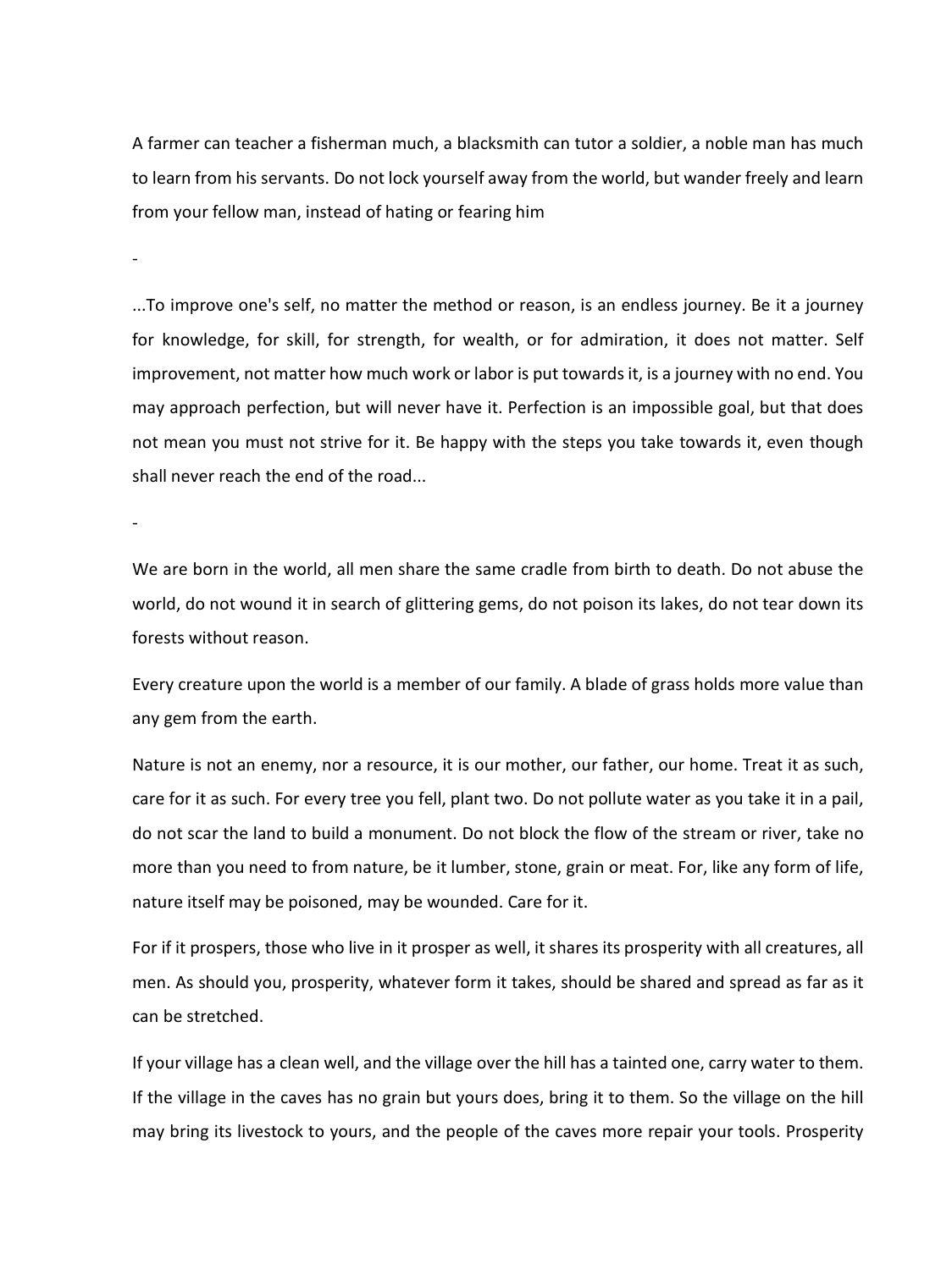A farmer can teacher a fisherman much, a blacksmith can tutor a soldier, a noble man has much to learn from his servants. Do not lock yourself away from the world, but wander freely and learn from your fellow man, instead of hating or fearing him

-

...To improve one's self, no matter the method or reason, is an endless journey. Be it a journey for knowledge, for skill, for strength, for wealth, or for admiration, it does not matter. Self improvement, not matter how much work or labor is put towards it, is a journey with no end. You may approach perfection, but will never have it. Perfection is an impossible goal, but that does not mean you must not strive for it. Be happy with the steps you take towards it, even though shall never reach the end of the road...

-

We are born in the world, all men share the same cradle from birth to death. Do not abuse the world, do not wound it in search of glittering gems, do not poison its lakes, do not tear down its forests without reason.

Every creature upon the world is a member of our family. A blade of grass holds more value than any gem from the earth.

Nature is not an enemy, nor a resource, it is our mother, our father, our home. Treat it as such, care for it as such. For every tree you fell, plant two. Do not pollute water as you take it in a pail, do not scar the land to build a monument. Do not block the flow of the stream or river, take no more than you need to from nature, be it lumber, stone, grain or meat. For, like any form of life, nature itself may be poisoned, may be wounded. Care for it.

For if it prospers, those who live in it prosper as well, it shares its prosperity with all creatures, all men. As should you, prosperity, whatever form it takes, should be shared and spread as far as it can be stretched.

If your village has a clean well, and the village over the hill has a tainted one, carry water to them. If the village in the caves has no grain but yours does, bring it to them. So the village on the hill may bring its livestock to yours, and the people of the caves more repair your tools. Prosperity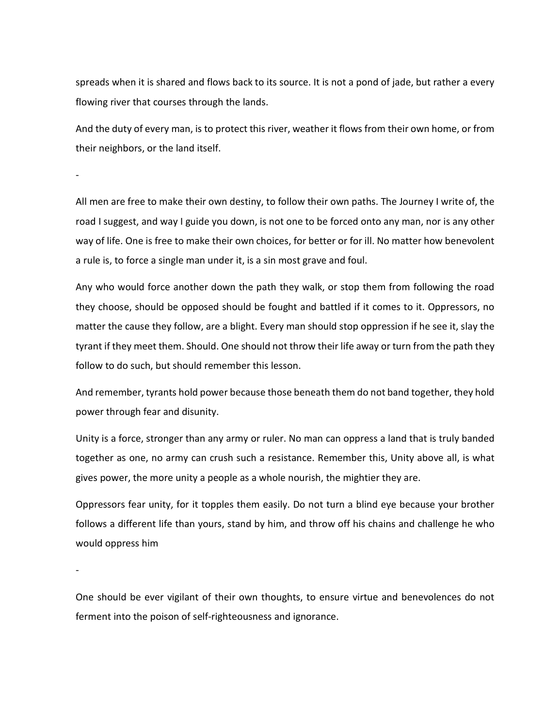spreads when it is shared and flows back to its source. It is not a pond of jade, but rather a every flowing river that courses through the lands.

And the duty of every man, is to protect this river, weather it flows from their own home, or from their neighbors, or the land itself.

-

All men are free to make their own destiny, to follow their own paths. The Journey I write of, the road I suggest, and way I guide you down, is not one to be forced onto any man, nor is any other way of life. One is free to make their own choices, for better or for ill. No matter how benevolent a rule is, to force a single man under it, is a sin most grave and foul.

Any who would force another down the path they walk, or stop them from following the road they choose, should be opposed should be fought and battled if it comes to it. Oppressors, no matter the cause they follow, are a blight. Every man should stop oppression if he see it, slay the tyrant if they meet them. Should. One should not throw their life away or turn from the path they follow to do such, but should remember this lesson.

And remember, tyrants hold power because those beneath them do not band together, they hold power through fear and disunity.

Unity is a force, stronger than any army or ruler. No man can oppress a land that is truly banded together as one, no army can crush such a resistance. Remember this, Unity above all, is what gives power, the more unity a people as a whole nourish, the mightier they are.

Oppressors fear unity, for it topples them easily. Do not turn a blind eye because your brother follows a different life than yours, stand by him, and throw off his chains and challenge he who would oppress him

-

One should be ever vigilant of their own thoughts, to ensure virtue and benevolences do not ferment into the poison of self-righteousness and ignorance.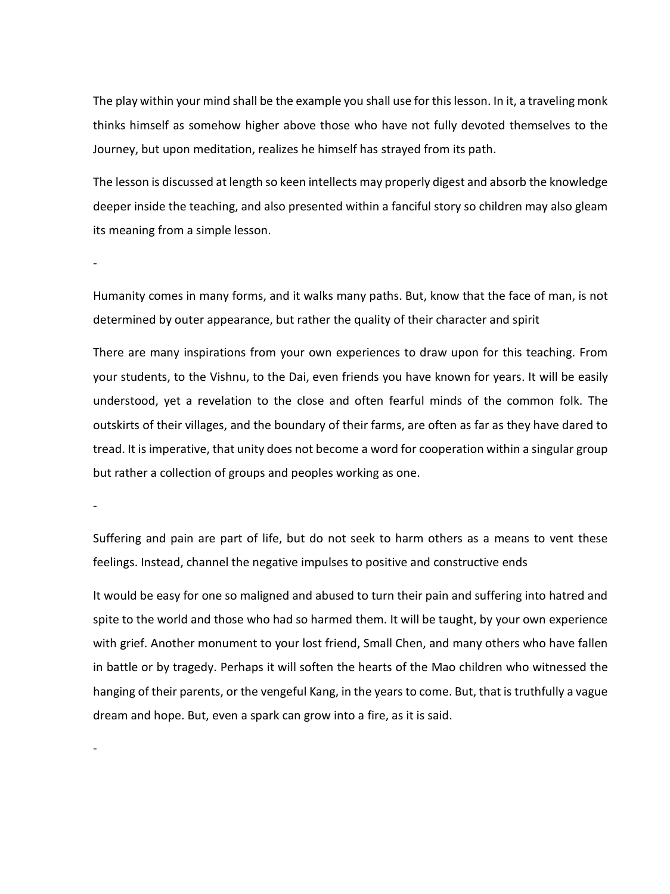The play within your mind shall be the example you shall use for this lesson. In it, a traveling monk thinks himself as somehow higher above those who have not fully devoted themselves to the Journey, but upon meditation, realizes he himself has strayed from its path.

The lesson is discussed at length so keen intellects may properly digest and absorb the knowledge deeper inside the teaching, and also presented within a fanciful story so children may also gleam its meaning from a simple lesson.

-

Humanity comes in many forms, and it walks many paths. But, know that the face of man, is not determined by outer appearance, but rather the quality of their character and spirit

There are many inspirations from your own experiences to draw upon for this teaching. From your students, to the Vishnu, to the Dai, even friends you have known for years. It will be easily understood, yet a revelation to the close and often fearful minds of the common folk. The outskirts of their villages, and the boundary of their farms, are often as far as they have dared to tread. It is imperative, that unity does not become a word for cooperation within a singular group but rather a collection of groups and peoples working as one.

-

Suffering and pain are part of life, but do not seek to harm others as a means to vent these feelings. Instead, channel the negative impulses to positive and constructive ends

It would be easy for one so maligned and abused to turn their pain and suffering into hatred and spite to the world and those who had so harmed them. It will be taught, by your own experience with grief. Another monument to your lost friend, Small Chen, and many others who have fallen in battle or by tragedy. Perhaps it will soften the hearts of the Mao children who witnessed the hanging of their parents, or the vengeful Kang, in the years to come. But, that is truthfully a vague dream and hope. But, even a spark can grow into a fire, as it is said.

-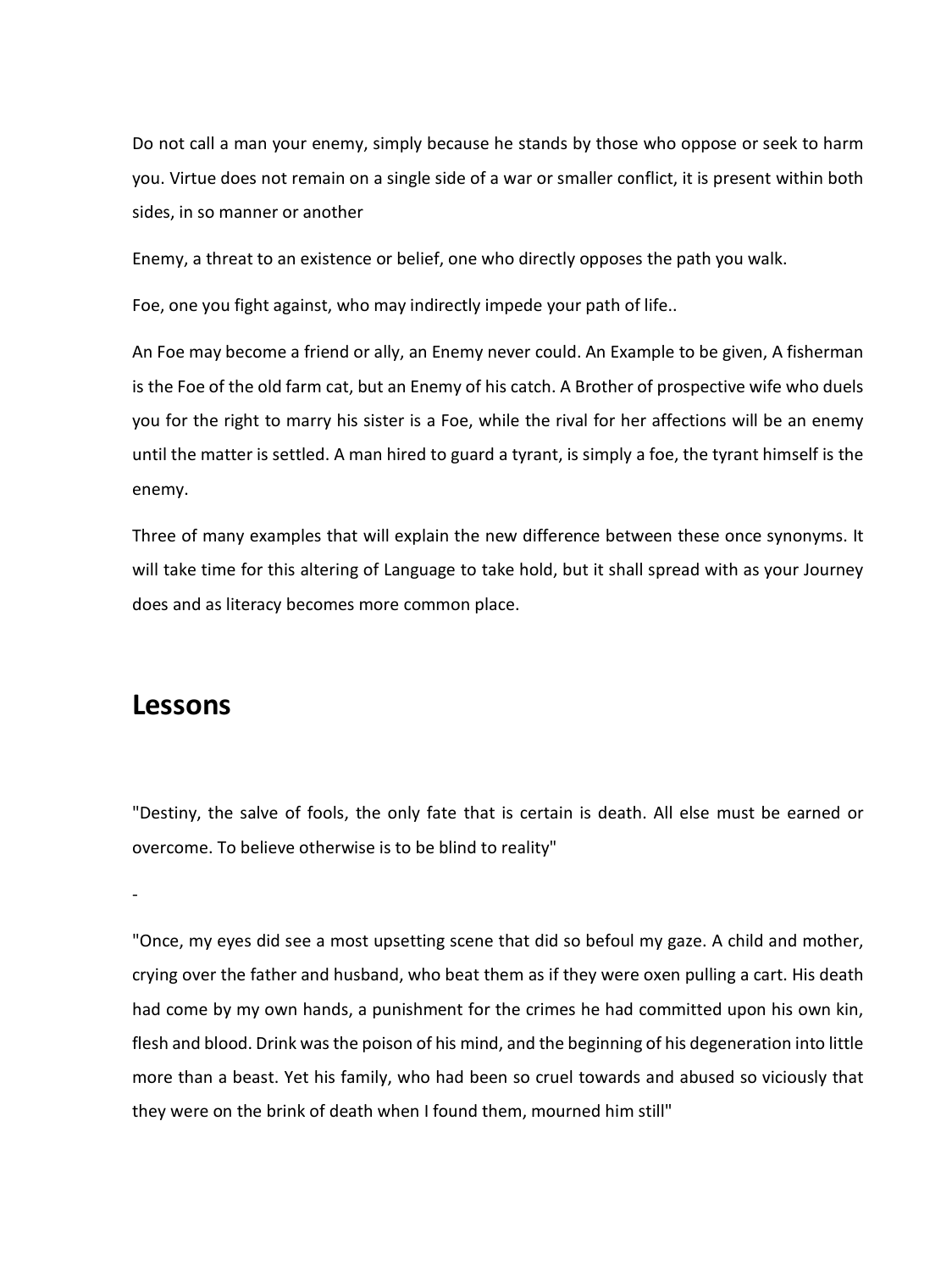Do not call a man your enemy, simply because he stands by those who oppose or seek to harm you. Virtue does not remain on a single side of a war or smaller conflict, it is present within both sides, in so manner or another

Enemy, a threat to an existence or belief, one who directly opposes the path you walk.

Foe, one you fight against, who may indirectly impede your path of life..

An Foe may become a friend or ally, an Enemy never could. An Example to be given, A fisherman is the Foe of the old farm cat, but an Enemy of his catch. A Brother of prospective wife who duels you for the right to marry his sister is a Foe, while the rival for her affections will be an enemy until the matter is settled. A man hired to guard a tyrant, is simply a foe, the tyrant himself is the enemy.

Three of many examples that will explain the new difference between these once synonyms. It will take time for this altering of Language to take hold, but it shall spread with as your Journey does and as literacy becomes more common place.

## Lessons

"Destiny, the salve of fools, the only fate that is certain is death. All else must be earned or overcome. To believe otherwise is to be blind to reality"

-

"Once, my eyes did see a most upsetting scene that did so befoul my gaze. A child and mother, crying over the father and husband, who beat them as if they were oxen pulling a cart. His death had come by my own hands, a punishment for the crimes he had committed upon his own kin, flesh and blood. Drink was the poison of his mind, and the beginning of his degeneration into little more than a beast. Yet his family, who had been so cruel towards and abused so viciously that they were on the brink of death when I found them, mourned him still"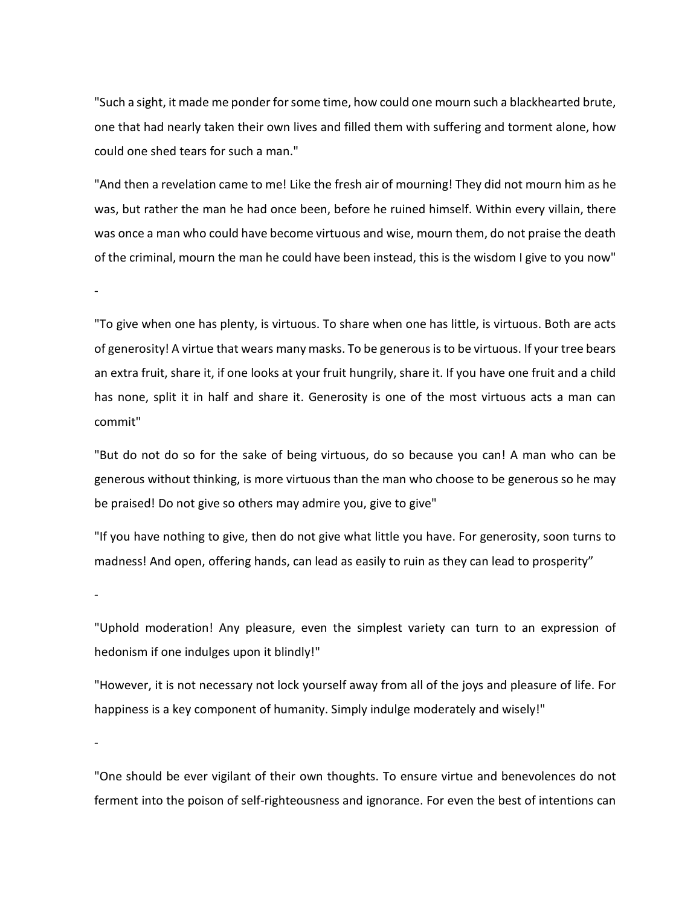"Such a sight, it made me ponder for some time, how could one mourn such a blackhearted brute, one that had nearly taken their own lives and filled them with suffering and torment alone, how could one shed tears for such a man."

"And then a revelation came to me! Like the fresh air of mourning! They did not mourn him as he was, but rather the man he had once been, before he ruined himself. Within every villain, there was once a man who could have become virtuous and wise, mourn them, do not praise the death of the criminal, mourn the man he could have been instead, this is the wisdom I give to you now"

-

"To give when one has plenty, is virtuous. To share when one has little, is virtuous. Both are acts of generosity! A virtue that wears many masks. To be generous is to be virtuous. If your tree bears an extra fruit, share it, if one looks at your fruit hungrily, share it. If you have one fruit and a child has none, split it in half and share it. Generosity is one of the most virtuous acts a man can commit"

"But do not do so for the sake of being virtuous, do so because you can! A man who can be generous without thinking, is more virtuous than the man who choose to be generous so he may be praised! Do not give so others may admire you, give to give"

"If you have nothing to give, then do not give what little you have. For generosity, soon turns to madness! And open, offering hands, can lead as easily to ruin as they can lead to prosperity"

-

"Uphold moderation! Any pleasure, even the simplest variety can turn to an expression of hedonism if one indulges upon it blindly!"

"However, it is not necessary not lock yourself away from all of the joys and pleasure of life. For happiness is a key component of humanity. Simply indulge moderately and wisely!"

-

"One should be ever vigilant of their own thoughts. To ensure virtue and benevolences do not ferment into the poison of self-righteousness and ignorance. For even the best of intentions can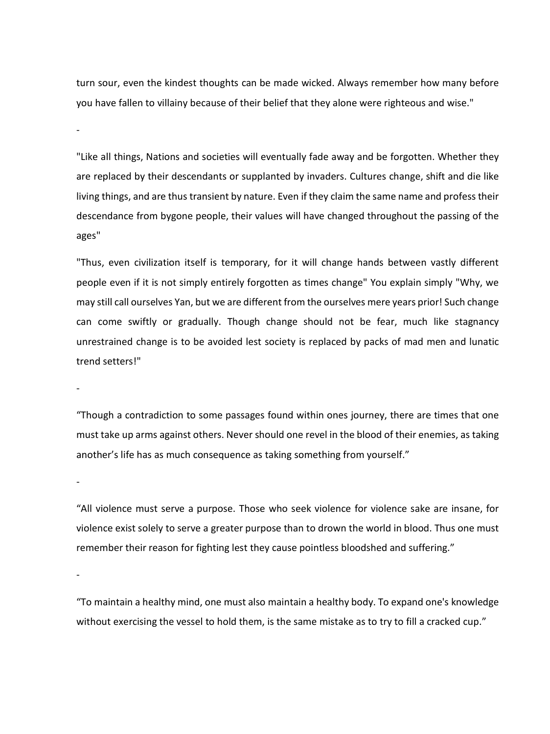turn sour, even the kindest thoughts can be made wicked. Always remember how many before you have fallen to villainy because of their belief that they alone were righteous and wise."

-

"Like all things, Nations and societies will eventually fade away and be forgotten. Whether they are replaced by their descendants or supplanted by invaders. Cultures change, shift and die like living things, and are thus transient by nature. Even if they claim the same name and profess their descendance from bygone people, their values will have changed throughout the passing of the ages"

"Thus, even civilization itself is temporary, for it will change hands between vastly different people even if it is not simply entirely forgotten as times change" You explain simply "Why, we may still call ourselves Yan, but we are different from the ourselves mere years prior! Such change can come swiftly or gradually. Though change should not be fear, much like stagnancy unrestrained change is to be avoided lest society is replaced by packs of mad men and lunatic trend setters!"

-

“Though a contradiction to some passages found within ones journey, there are times that one must take up arms against others. Never should one revel in the blood of their enemies, as taking another’s life has as much consequence as taking something from yourself.”

-

“All violence must serve a purpose. Those who seek violence for violence sake are insane, for violence exist solely to serve a greater purpose than to drown the world in blood. Thus one must remember their reason for fighting lest they cause pointless bloodshed and suffering.”

-

“To maintain a healthy mind, one must also maintain a healthy body. To expand one's knowledge without exercising the vessel to hold them, is the same mistake as to try to fill a cracked cup.”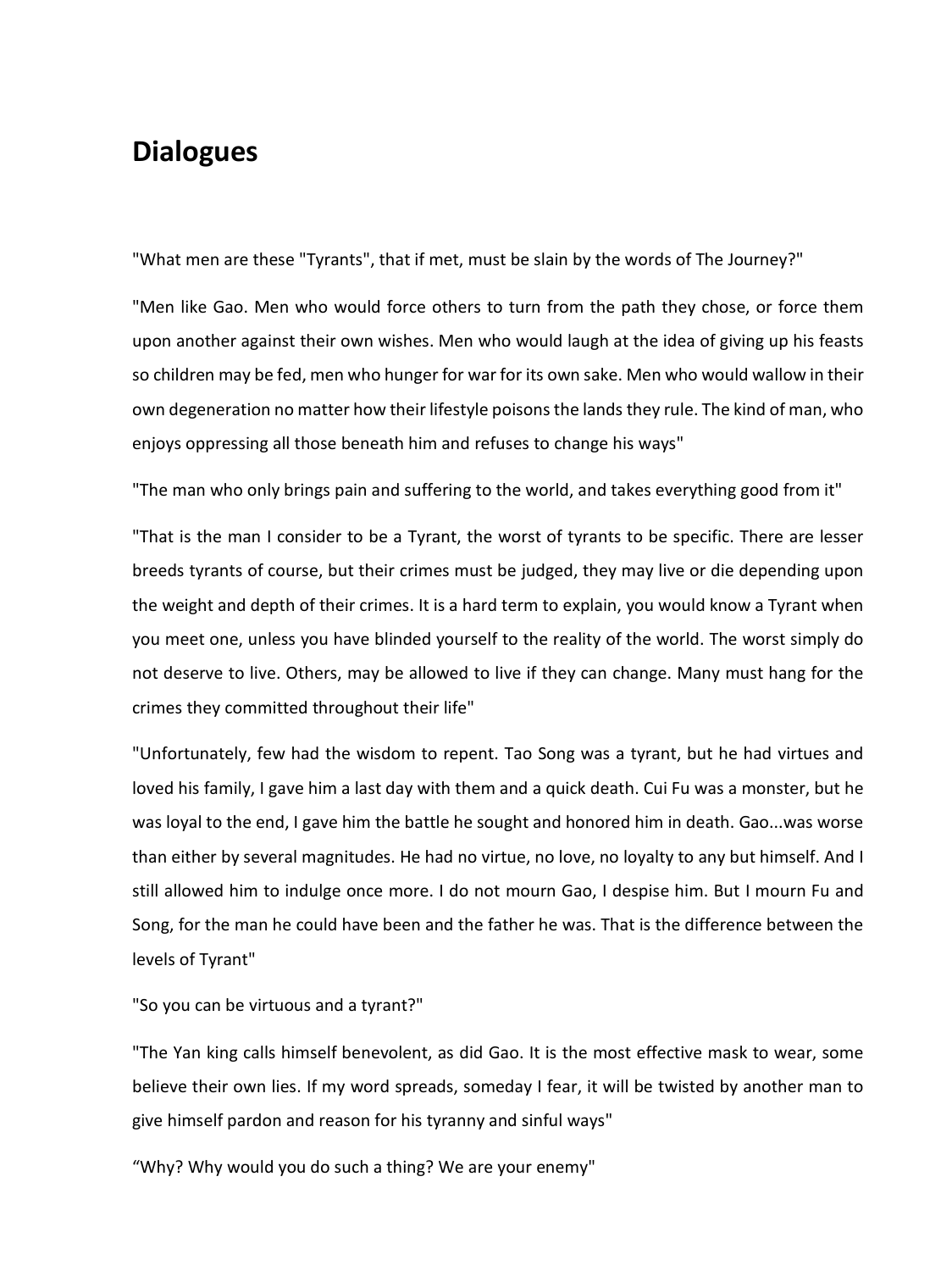## Dialogues

"What men are these "Tyrants", that if met, must be slain by the words of The Journey?"

"Men like Gao. Men who would force others to turn from the path they chose, or force them upon another against their own wishes. Men who would laugh at the idea of giving up his feasts so children may be fed, men who hunger for war for its own sake. Men who would wallow in their own degeneration no matter how their lifestyle poisons the lands they rule. The kind of man, who enjoys oppressing all those beneath him and refuses to change his ways"

"The man who only brings pain and suffering to the world, and takes everything good from it"

"That is the man I consider to be a Tyrant, the worst of tyrants to be specific. There are lesser breeds tyrants of course, but their crimes must be judged, they may live or die depending upon the weight and depth of their crimes. It is a hard term to explain, you would know a Tyrant when you meet one, unless you have blinded yourself to the reality of the world. The worst simply do not deserve to live. Others, may be allowed to live if they can change. Many must hang for the crimes they committed throughout their life"

"Unfortunately, few had the wisdom to repent. Tao Song was a tyrant, but he had virtues and loved his family, I gave him a last day with them and a quick death. Cui Fu was a monster, but he was loyal to the end, I gave him the battle he sought and honored him in death. Gao...was worse than either by several magnitudes. He had no virtue, no love, no loyalty to any but himself. And I still allowed him to indulge once more. I do not mourn Gao, I despise him. But I mourn Fu and Song, for the man he could have been and the father he was. That is the difference between the levels of Tyrant"

"So you can be virtuous and a tyrant?"

"The Yan king calls himself benevolent, as did Gao. It is the most effective mask to wear, some believe their own lies. If my word spreads, someday I fear, it will be twisted by another man to give himself pardon and reason for his tyranny and sinful ways"

"Why? Why would you do such a thing? We are your enemy"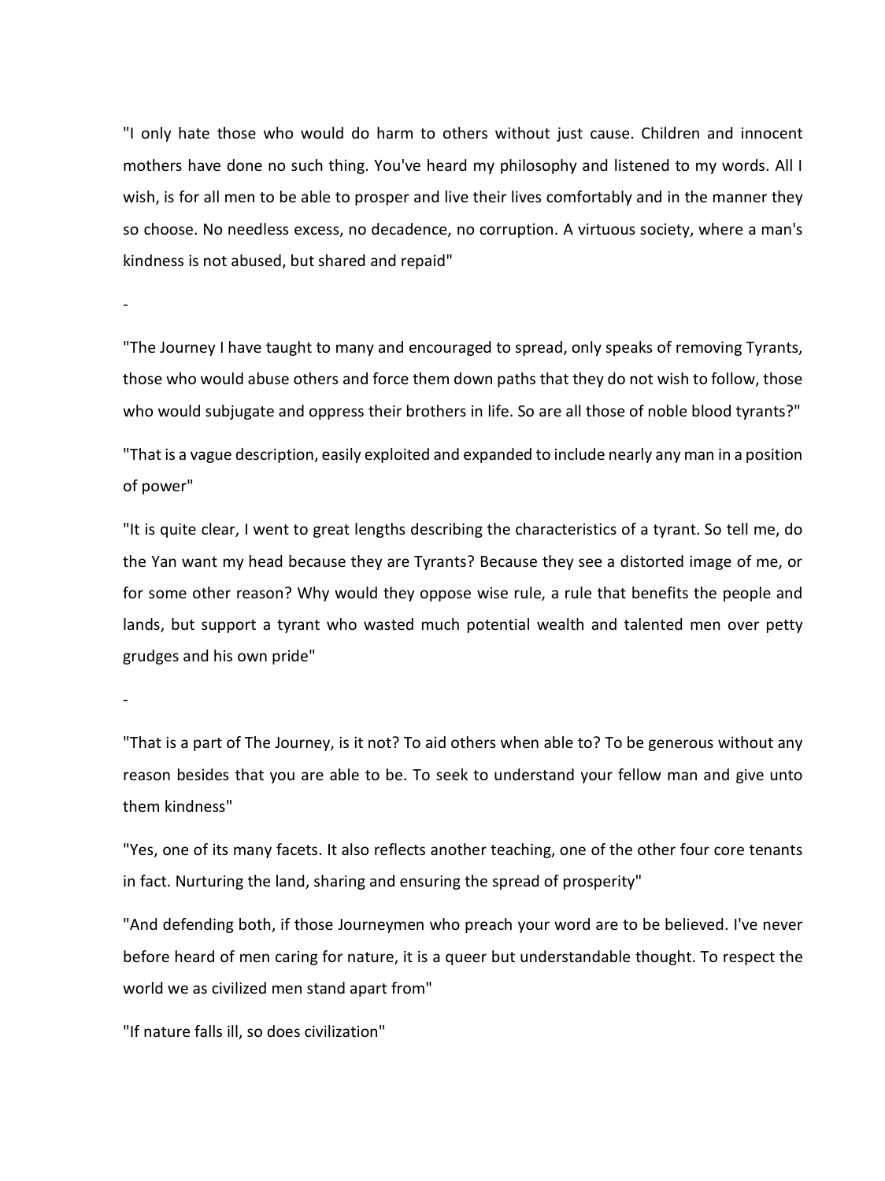"I only hate those who would do harm to others without just cause. Children and innocent mothers have done no such thing. You've heard my philosophy and listened to my words. All I wish, is for all men to be able to prosper and live their lives comfortably and in the manner they so choose. No needless excess, no decadence, no corruption. A virtuous society, where a man's kindness is not abused, but shared and repaid"

-

"The Journey I have taught to many and encouraged to spread, only speaks of removing Tyrants, those who would abuse others and force them down paths that they do not wish to follow, those who would subjugate and oppress their brothers in life. So are all those of noble blood tyrants?"

"That is a vague description, easily exploited and expanded to include nearly any man in a position of power"

"It is quite clear, I went to great lengths describing the characteristics of a tyrant. So tell me, do the Yan want my head because they are Tyrants? Because they see a distorted image of me, or for some other reason? Why would they oppose wise rule, a rule that benefits the people and lands, but support a tyrant who wasted much potential wealth and talented men over petty grudges and his own pride"

-

"That is a part of The Journey, is it not? To aid others when able to? To be generous without any reason besides that you are able to be. To seek to understand your fellow man and give unto them kindness"

"Yes, one of its many facets. It also reflects another teaching, one of the other four core tenants in fact. Nurturing the land, sharing and ensuring the spread of prosperity"

"And defending both, if those Journeymen who preach your word are to be believed. I've never before heard of men caring for nature, it is a queer but understandable thought. To respect the world we as civilized men stand apart from"

"If nature falls ill, so does civilization"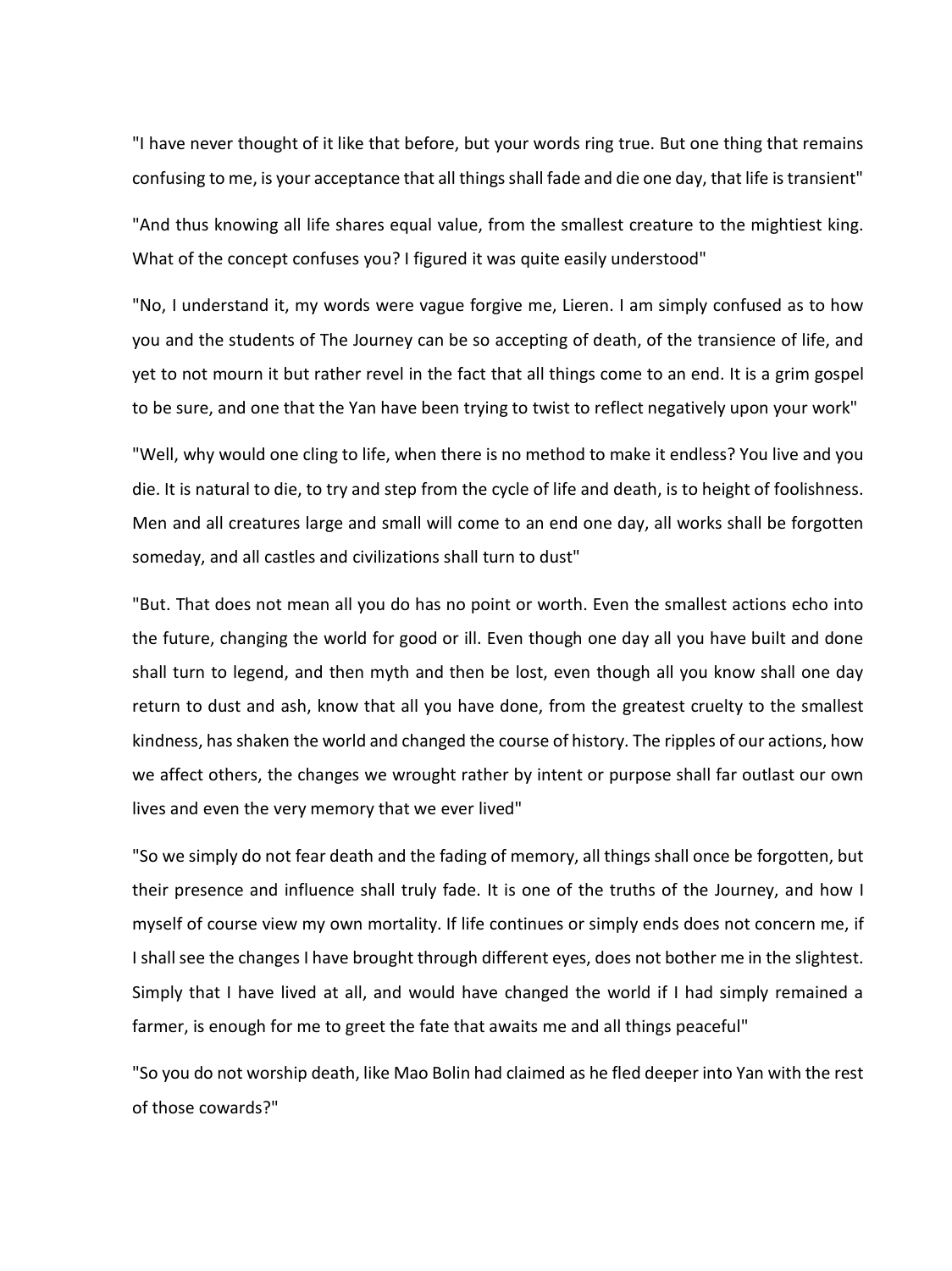"I have never thought of it like that before, but your words ring true. But one thing that remains confusing to me, is your acceptance that all things shall fade and die one day, that life is transient"

"And thus knowing all life shares equal value, from the smallest creature to the mightiest king. What of the concept confuses you? I figured it was quite easily understood"

"No, I understand it, my words were vague forgive me, Lieren. I am simply confused as to how you and the students of The Journey can be so accepting of death, of the transience of life, and yet to not mourn it but rather revel in the fact that all things come to an end. It is a grim gospel to be sure, and one that the Yan have been trying to twist to reflect negatively upon your work"

"Well, why would one cling to life, when there is no method to make it endless? You live and you die. It is natural to die, to try and step from the cycle of life and death, is to height of foolishness. Men and all creatures large and small will come to an end one day, all works shall be forgotten someday, and all castles and civilizations shall turn to dust"

"But. That does not mean all you do has no point or worth. Even the smallest actions echo into the future, changing the world for good or ill. Even though one day all you have built and done shall turn to legend, and then myth and then be lost, even though all you know shall one day return to dust and ash, know that all you have done, from the greatest cruelty to the smallest kindness, has shaken the world and changed the course of history. The ripples of our actions, how we affect others, the changes we wrought rather by intent or purpose shall far outlast our own lives and even the very memory that we ever lived"

"So we simply do not fear death and the fading of memory, all things shall once be forgotten, but their presence and influence shall truly fade. It is one of the truths of the Journey, and how I myself of course view my own mortality. If life continues or simply ends does not concern me, if I shall see the changes I have brought through different eyes, does not bother me in the slightest. Simply that I have lived at all, and would have changed the world if I had simply remained a farmer, is enough for me to greet the fate that awaits me and all things peaceful"

"So you do not worship death, like Mao Bolin had claimed as he fled deeper into Yan with the rest of those cowards?"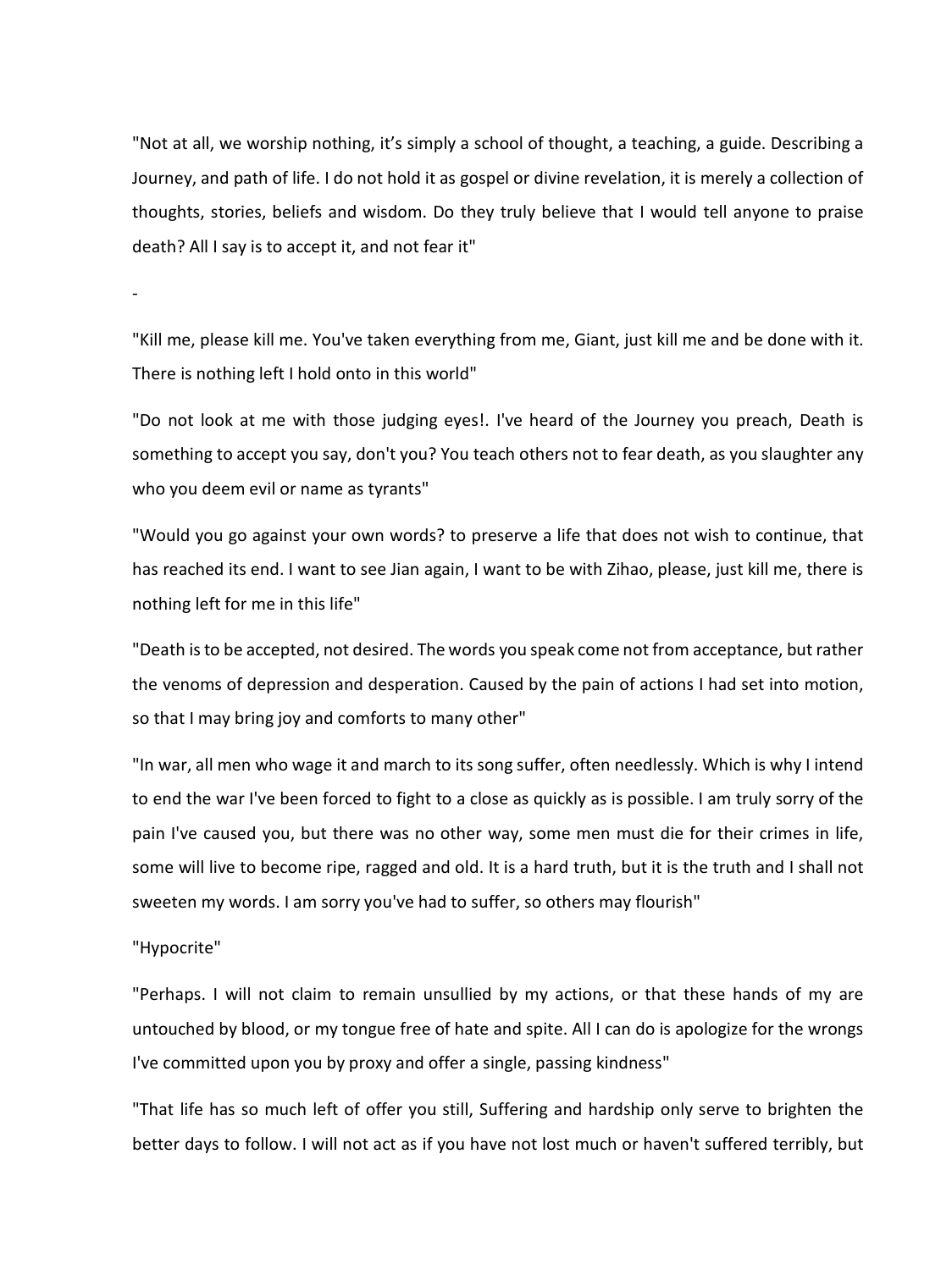"Not at all, we worship nothing, it's simply a school of thought, a teaching, a guide. Describing a Journey, and path of life. I do not hold it as gospel or divine revelation, it is merely a collection of thoughts, stories, beliefs and wisdom. Do they truly believe that I would tell anyone to praise death? All I say is to accept it, and not fear it"

-

"Kill me, please kill me. You've taken everything from me, Giant, just kill me and be done with it. There is nothing left I hold onto in this world"

"Do not look at me with those judging eyes!. I've heard of the Journey you preach, Death is something to accept you say, don't you? You teach others not to fear death, as you slaughter any who you deem evil or name as tyrants"

"Would you go against your own words? to preserve a life that does not wish to continue, that has reached its end. I want to see Jian again, I want to be with Zihao, please, just kill me, there is nothing left for me in this life"

"Death is to be accepted, not desired. The words you speak come not from acceptance, but rather the venoms of depression and desperation. Caused by the pain of actions I had set into motion, so that I may bring joy and comforts to many other"

"In war, all men who wage it and march to its song suffer, often needlessly. Which is why I intend to end the war I've been forced to fight to a close as quickly as is possible. I am truly sorry of the pain I've caused you, but there was no other way, some men must die for their crimes in life, some will live to become ripe, ragged and old. It is a hard truth, but it is the truth and I shall not sweeten my words. I am sorry you've had to suffer, so others may flourish"

"Hypocrite"

"Perhaps. I will not claim to remain unsullied by my actions, or that these hands of my are untouched by blood, or my tongue free of hate and spite. All I can do is apologize for the wrongs I've committed upon you by proxy and offer a single, passing kindness"

"That life has so much left of offer you still, Suffering and hardship only serve to brighten the better days to follow. I will not act as if you have not lost much or haven't suffered terribly, but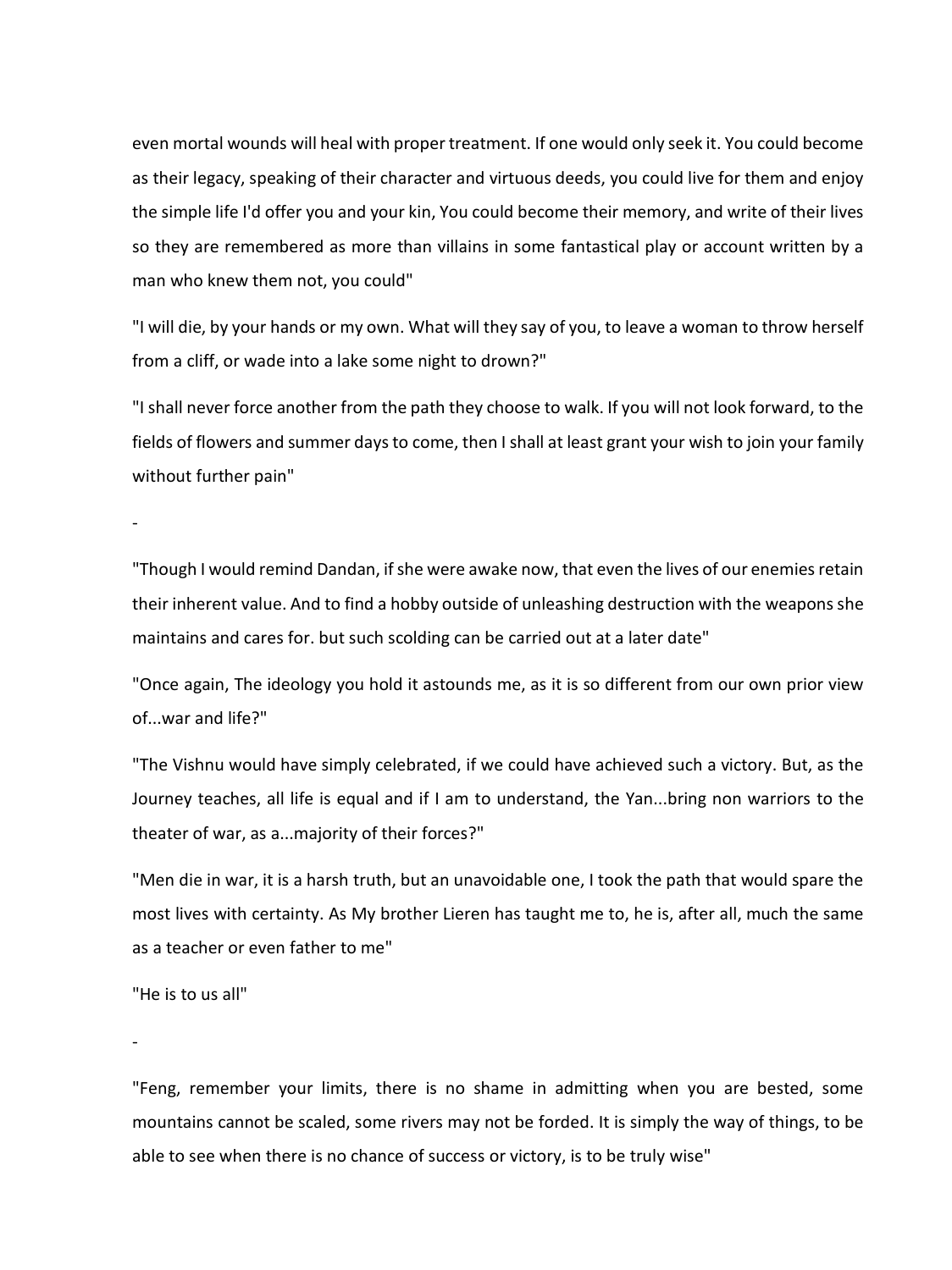even mortal wounds will heal with proper treatment. If one would only seek it. You could become as their legacy, speaking of their character and virtuous deeds, you could live for them and enjoy the simple life I'd offer you and your kin, You could become their memory, and write of their lives so they are remembered as more than villains in some fantastical play or account written by a man who knew them not, you could"

"I will die, by your hands or my own. What will they say of you, to leave a woman to throw herself from a cliff, or wade into a lake some night to drown?"

"I shall never force another from the path they choose to walk. If you will not look forward, to the fields of flowers and summer days to come, then I shall at least grant your wish to join your family without further pain"

-

"Though I would remind Dandan, if she were awake now, that even the lives of our enemies retain their inherent value. And to find a hobby outside of unleashing destruction with the weapons she maintains and cares for. but such scolding can be carried out at a later date"

"Once again, The ideology you hold it astounds me, as it is so different from our own prior view of...war and life?"

"The Vishnu would have simply celebrated, if we could have achieved such a victory. But, as the Journey teaches, all life is equal and if I am to understand, the Yan...bring non warriors to the theater of war, as a...majority of their forces?"

"Men die in war, it is a harsh truth, but an unavoidable one, I took the path that would spare the most lives with certainty. As My brother Lieren has taught me to, he is, after all, much the same as a teacher or even father to me"

"He is to us all"

-

"Feng, remember your limits, there is no shame in admitting when you are bested, some mountains cannot be scaled, some rivers may not be forded. It is simply the way of things, to be able to see when there is no chance of success or victory, is to be truly wise"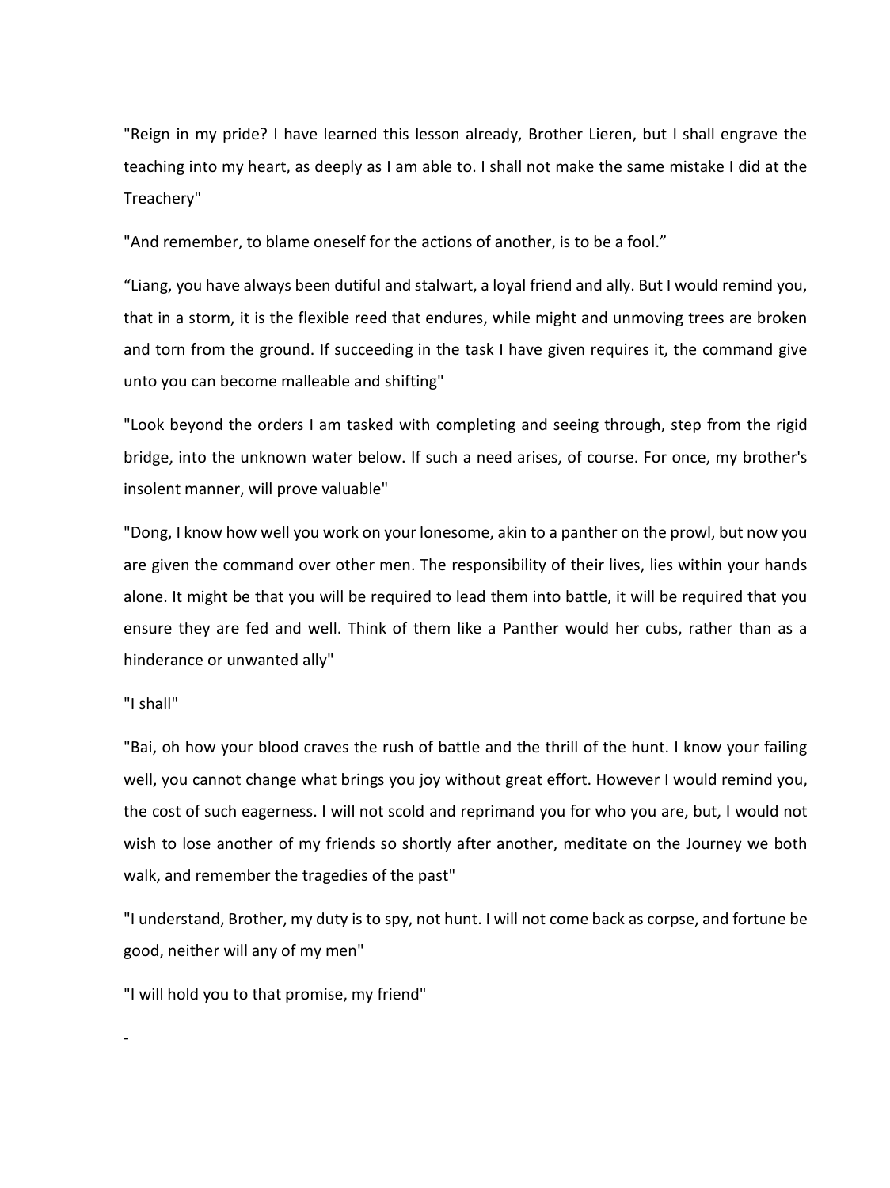"Reign in my pride? I have learned this lesson already, Brother Lieren, but I shall engrave the teaching into my heart, as deeply as I am able to. I shall not make the same mistake I did at the Treachery"

"And remember, to blame oneself for the actions of another, is to be a fool."

"Liang, you have always been dutiful and stalwart, a loyal friend and ally. But I would remind you, that in a storm, it is the flexible reed that endures, while might and unmoving trees are broken and torn from the ground. If succeeding in the task I have given requires it, the command give unto you can become malleable and shifting"

"Look beyond the orders I am tasked with completing and seeing through, step from the rigid bridge, into the unknown water below. If such a need arises, of course. For once, my brother's insolent manner, will prove valuable"

"Dong, I know how well you work on your lonesome, akin to a panther on the prowl, but now you are given the command over other men. The responsibility of their lives, lies within your hands alone. It might be that you will be required to lead them into battle, it will be required that you ensure they are fed and well. Think of them like a Panther would her cubs, rather than as a hinderance or unwanted ally"

"I shall"

"Bai, oh how your blood craves the rush of battle and the thrill of the hunt. I know your failing well, you cannot change what brings you joy without great effort. However I would remind you, the cost of such eagerness. I will not scold and reprimand you for who you are, but, I would not wish to lose another of my friends so shortly after another, meditate on the Journey we both walk, and remember the tragedies of the past"

"I understand, Brother, my duty is to spy, not hunt. I will not come back as corpse, and fortune be good, neither will any of my men"

"I will hold you to that promise, my friend"

-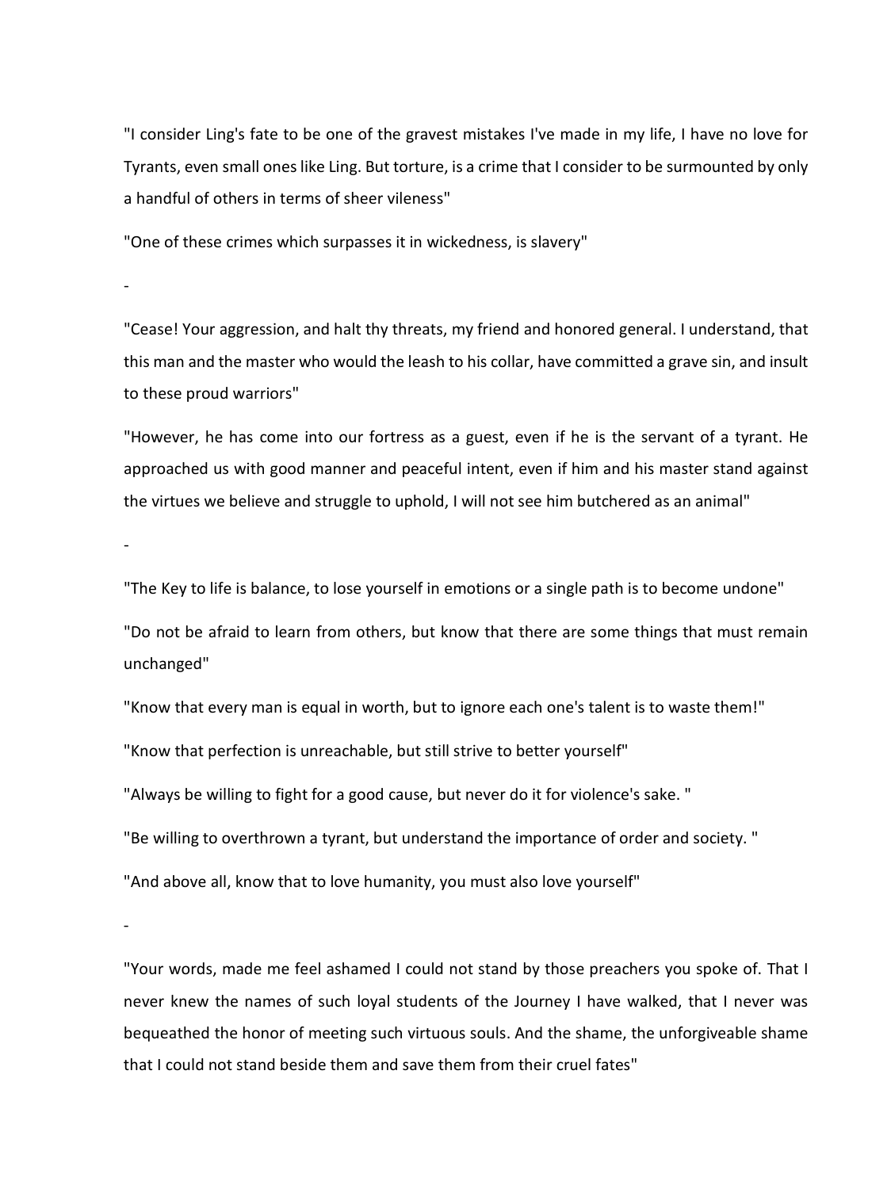"I consider Ling's fate to be one of the gravest mistakes I've made in my life, I have no love for Tyrants, even small ones like Ling. But torture, is a crime that I consider to be surmounted by only a handful of others in terms of sheer vileness"

"One of these crimes which surpasses it in wickedness, is slavery"

-

"Cease! Your aggression, and halt thy threats, my friend and honored general. I understand, that this man and the master who would the leash to his collar, have committed a grave sin, and insult to these proud warriors"

"However, he has come into our fortress as a guest, even if he is the servant of a tyrant. He approached us with good manner and peaceful intent, even if him and his master stand against the virtues we believe and struggle to uphold, I will not see him butchered as an animal"

-

"The Key to life is balance, to lose yourself in emotions or a single path is to become undone"

"Do not be afraid to learn from others, but know that there are some things that must remain unchanged"

"Know that every man is equal in worth, but to ignore each one's talent is to waste them!"

"Know that perfection is unreachable, but still strive to better yourself"

"Always be willing to fight for a good cause, but never do it for violence's sake. "

"Be willing to overthrown a tyrant, but understand the importance of order and society. "

"And above all, know that to love humanity, you must also love yourself"

-

"Your words, made me feel ashamed I could not stand by those preachers you spoke of. That I never knew the names of such loyal students of the Journey I have walked, that I never was bequeathed the honor of meeting such virtuous souls. And the shame, the unforgiveable shame that I could not stand beside them and save them from their cruel fates"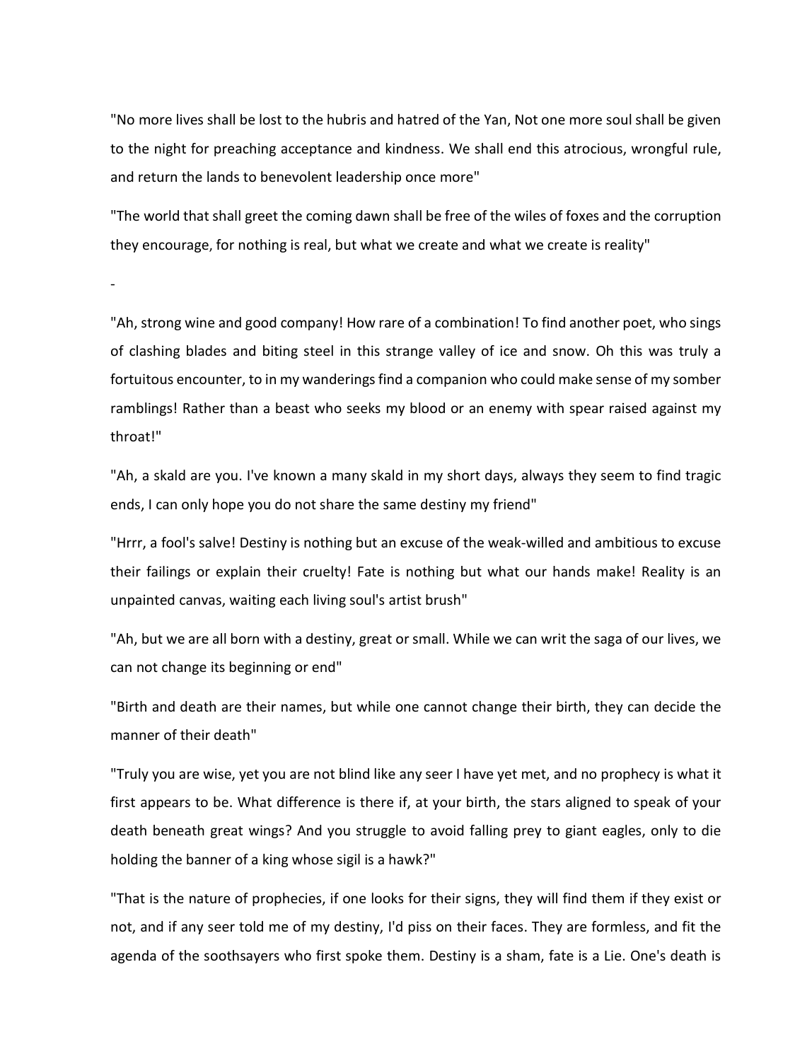"No more lives shall be lost to the hubris and hatred of the Yan, Not one more soul shall be given to the night for preaching acceptance and kindness. We shall end this atrocious, wrongful rule, and return the lands to benevolent leadership once more"

"The world that shall greet the coming dawn shall be free of the wiles of foxes and the corruption they encourage, for nothing is real, but what we create and what we create is reality"

-

"Ah, strong wine and good company! How rare of a combination! To find another poet, who sings of clashing blades and biting steel in this strange valley of ice and snow. Oh this was truly a fortuitous encounter, to in my wanderings find a companion who could make sense of my somber ramblings! Rather than a beast who seeks my blood or an enemy with spear raised against my throat!"

"Ah, a skald are you. I've known a many skald in my short days, always they seem to find tragic ends, I can only hope you do not share the same destiny my friend"

"Hrrr, a fool's salve! Destiny is nothing but an excuse of the weak-willed and ambitious to excuse their failings or explain their cruelty! Fate is nothing but what our hands make! Reality is an unpainted canvas, waiting each living soul's artist brush"

"Ah, but we are all born with a destiny, great or small. While we can writ the saga of our lives, we can not change its beginning or end"

"Birth and death are their names, but while one cannot change their birth, they can decide the manner of their death"

"Truly you are wise, yet you are not blind like any seer I have yet met, and no prophecy is what it first appears to be. What difference is there if, at your birth, the stars aligned to speak of your death beneath great wings? And you struggle to avoid falling prey to giant eagles, only to die holding the banner of a king whose sigil is a hawk?"

"That is the nature of prophecies, if one looks for their signs, they will find them if they exist or not, and if any seer told me of my destiny, I'd piss on their faces. They are formless, and fit the agenda of the soothsayers who first spoke them. Destiny is a sham, fate is a Lie. One's death is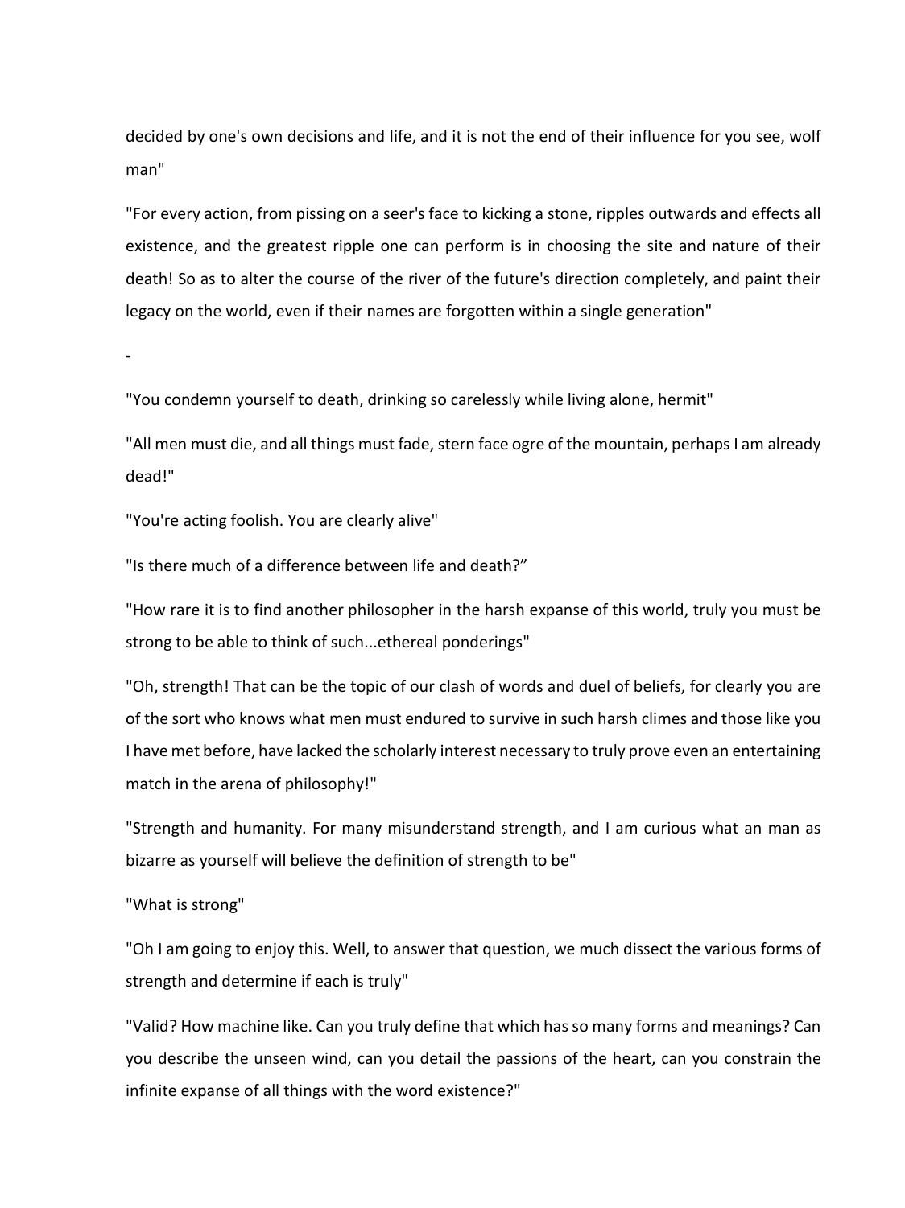decided by one's own decisions and life, and it is not the end of their influence for you see, wolf man"

"For every action, from pissing on a seer's face to kicking a stone, ripples outwards and effects all existence, and the greatest ripple one can perform is in choosing the site and nature of their death! So as to alter the course of the river of the future's direction completely, and paint their legacy on the world, even if their names are forgotten within a single generation"

-

"You condemn yourself to death, drinking so carelessly while living alone, hermit"

"All men must die, and all things must fade, stern face ogre of the mountain, perhaps I am already dead!"

"You're acting foolish. You are clearly alive"

"Is there much of a difference between life and death?"

"How rare it is to find another philosopher in the harsh expanse of this world, truly you must be strong to be able to think of such...ethereal ponderings"

"Oh, strength! That can be the topic of our clash of words and duel of beliefs, for clearly you are of the sort who knows what men must endured to survive in such harsh climes and those like you I have met before, have lacked the scholarly interest necessary to truly prove even an entertaining match in the arena of philosophy!"

"Strength and humanity. For many misunderstand strength, and I am curious what an man as bizarre as yourself will believe the definition of strength to be"

"What is strong"

"Oh I am going to enjoy this. Well, to answer that question, we much dissect the various forms of strength and determine if each is truly"

"Valid? How machine like. Can you truly define that which has so many forms and meanings? Can you describe the unseen wind, can you detail the passions of the heart, can you constrain the infinite expanse of all things with the word existence?"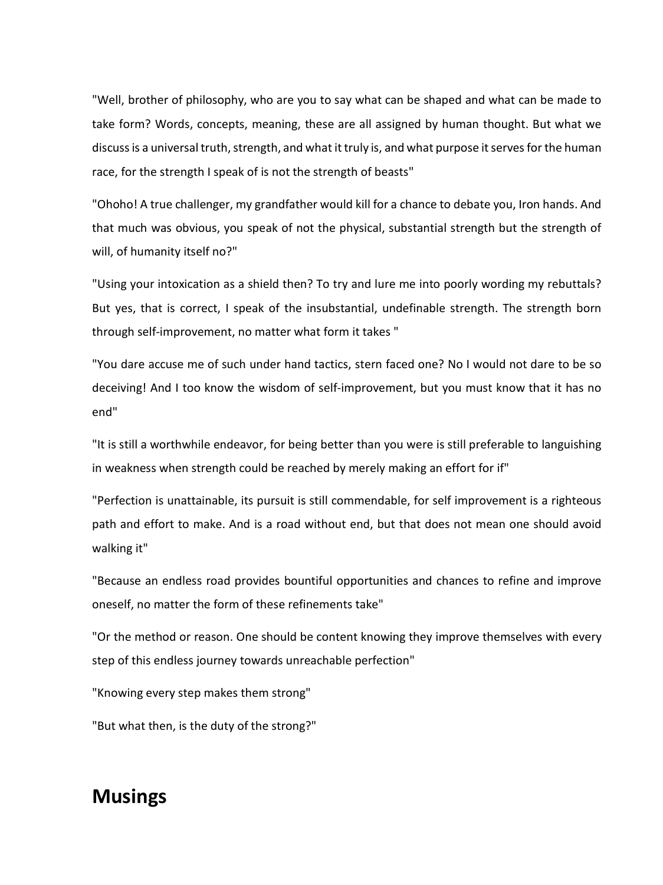"Well, brother of philosophy, who are you to say what can be shaped and what can be made to take form? Words, concepts, meaning, these are all assigned by human thought. But what we discuss is a universal truth, strength, and what it truly is, and what purpose it serves for the human race, for the strength I speak of is not the strength of beasts"

"Ohoho! A true challenger, my grandfather would kill for a chance to debate you, Iron hands. And that much was obvious, you speak of not the physical, substantial strength but the strength of will, of humanity itself no?"

"Using your intoxication as a shield then? To try and lure me into poorly wording my rebuttals? But yes, that is correct, I speak of the insubstantial, undefinable strength. The strength born through self-improvement, no matter what form it takes "

"You dare accuse me of such under hand tactics, stern faced one? No I would not dare to be so deceiving! And I too know the wisdom of self-improvement, but you must know that it has no end"

"It is still a worthwhile endeavor, for being better than you were is still preferable to languishing in weakness when strength could be reached by merely making an effort for if"

"Perfection is unattainable, its pursuit is still commendable, for self improvement is a righteous path and effort to make. And is a road without end, but that does not mean one should avoid walking it"

"Because an endless road provides bountiful opportunities and chances to refine and improve oneself, no matter the form of these refinements take"

"Or the method or reason. One should be content knowing they improve themselves with every step of this endless journey towards unreachable perfection"

"Knowing every step makes them strong"

"But what then, is the duty of the strong?"

# Musings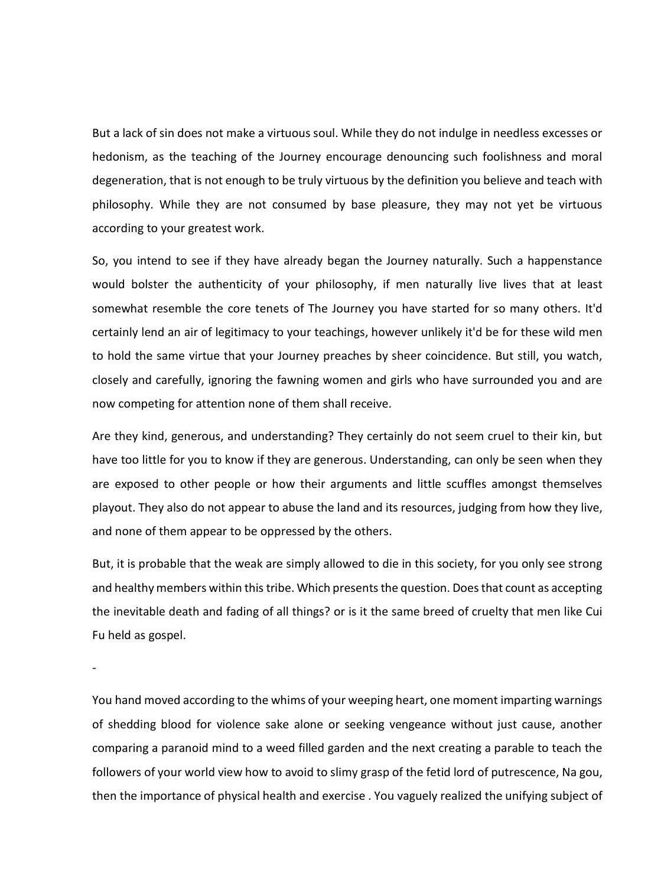But a lack of sin does not make a virtuous soul. While they do not indulge in needless excesses or hedonism, as the teaching of the Journey encourage denouncing such foolishness and moral degeneration, that is not enough to be truly virtuous by the definition you believe and teach with philosophy. While they are not consumed by base pleasure, they may not yet be virtuous according to your greatest work.

So, you intend to see if they have already began the Journey naturally. Such a happenstance would bolster the authenticity of your philosophy, if men naturally live lives that at least somewhat resemble the core tenets of The Journey you have started for so many others. It'd certainly lend an air of legitimacy to your teachings, however unlikely it'd be for these wild men to hold the same virtue that your Journey preaches by sheer coincidence. But still, you watch, closely and carefully, ignoring the fawning women and girls who have surrounded you and are now competing for attention none of them shall receive.

Are they kind, generous, and understanding? They certainly do not seem cruel to their kin, but have too little for you to know if they are generous. Understanding, can only be seen when they are exposed to other people or how their arguments and little scuffles amongst themselves playout. They also do not appear to abuse the land and its resources, judging from how they live, and none of them appear to be oppressed by the others.

But, it is probable that the weak are simply allowed to die in this society, for you only see strong and healthy members within this tribe. Which presents the question. Does that count as accepting the inevitable death and fading of all things? or is it the same breed of cruelty that men like Cui Fu held as gospel.

-

You hand moved according to the whims of your weeping heart, one moment imparting warnings of shedding blood for violence sake alone or seeking vengeance without just cause, another comparing a paranoid mind to a weed filled garden and the next creating a parable to teach the followers of your world view how to avoid to slimy grasp of the fetid lord of putrescence, Na gou, then the importance of physical health and exercise . You vaguely realized the unifying subject of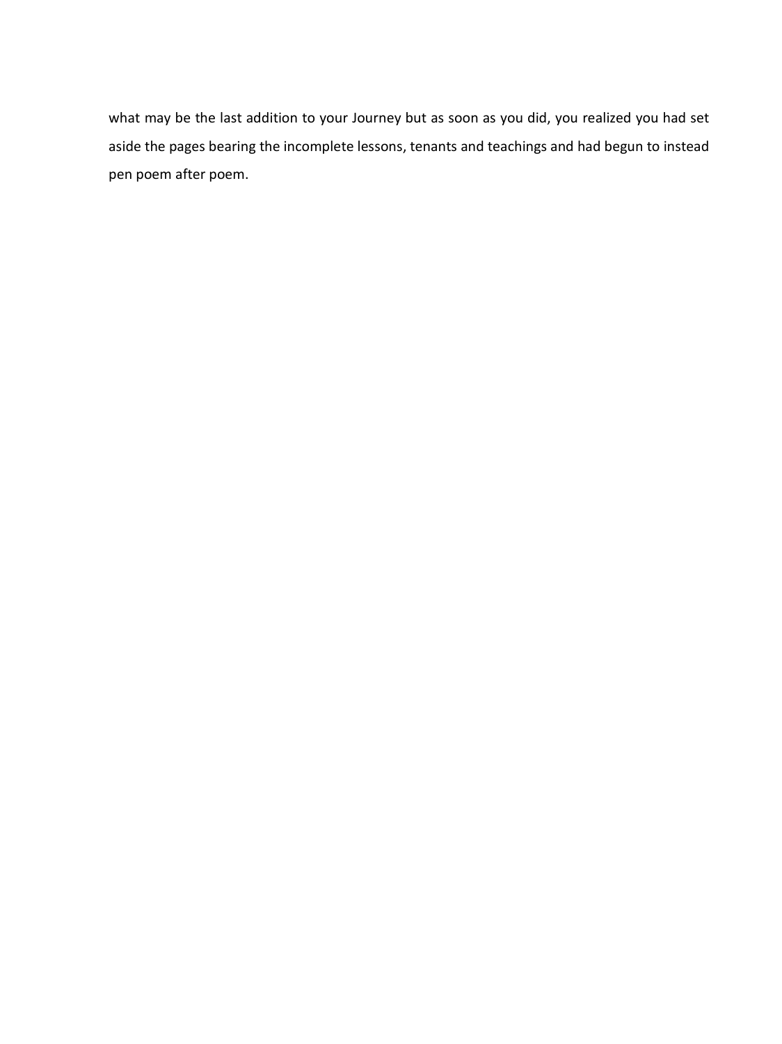what may be the last addition to your Journey but as soon as you did, you realized you had set aside the pages bearing the incomplete lessons, tenants and teachings and had begun to instead pen poem after poem.